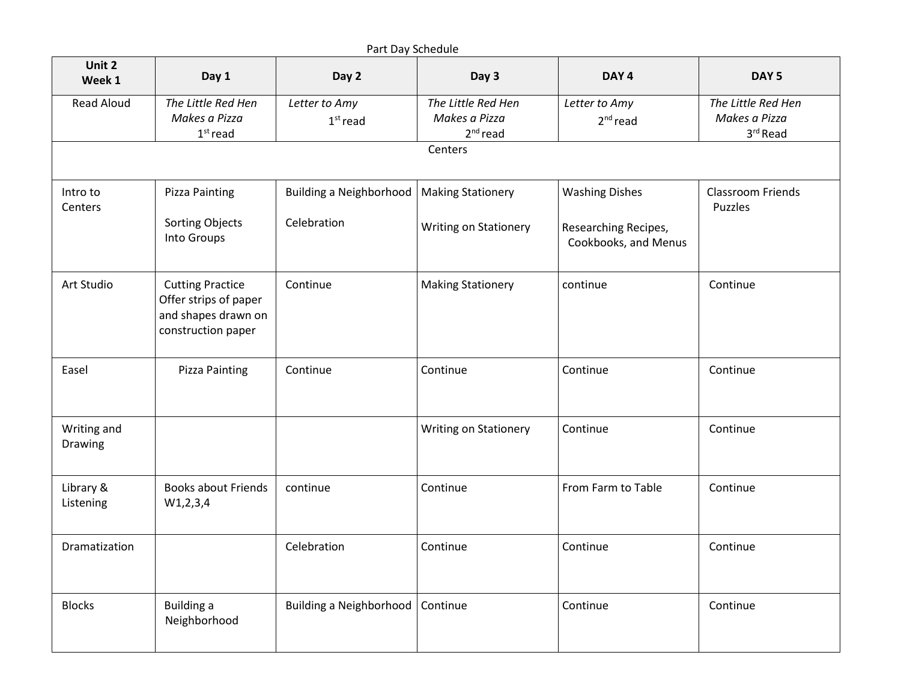Part Day Schedule

| Unit 2 Week 1 | Day 1 | Day 2 | Day 3 | DAY 4 | DAY 5 |
|---|---|---|---|---|---|
| Read Aloud | *The Little Red Hen Makes a Pizza* 1st read | *Letter to Amy* 1st read | *The Little Red Hen Makes a Pizza* 2nd read | *Letter to Amy* 2nd read | *The Little Red Hen Makes a Pizza* 3rd Read |
| Centers | | | | | |
| Intro to Centers | Pizza Painting<br><br>Sorting Objects Into Groups | Building a Neighborhood<br><br>Celebration | Making Stationery<br><br>Writing on Stationery | Washing Dishes<br><br>Researching Recipes, Cookbooks, and Menus | Classroom Friends Puzzles |
| Art Studio | Cutting Practice Offer strips of paper and shapes drawn on construction paper | Continue | Making Stationery | continue | Continue |
| Easel | Pizza Painting | Continue | Continue | Continue | Continue |
| Writing and Drawing | | | Writing on Stationery | Continue | Continue |
| Library & Listening | Books about Friends W1,2,3,4 | continue | Continue | From Farm to Table | Continue |
| Dramatization | | Celebration | Continue | Continue | Continue |
| Blocks | Building a Neighborhood | Building a Neighborhood | Continue | Continue | Continue |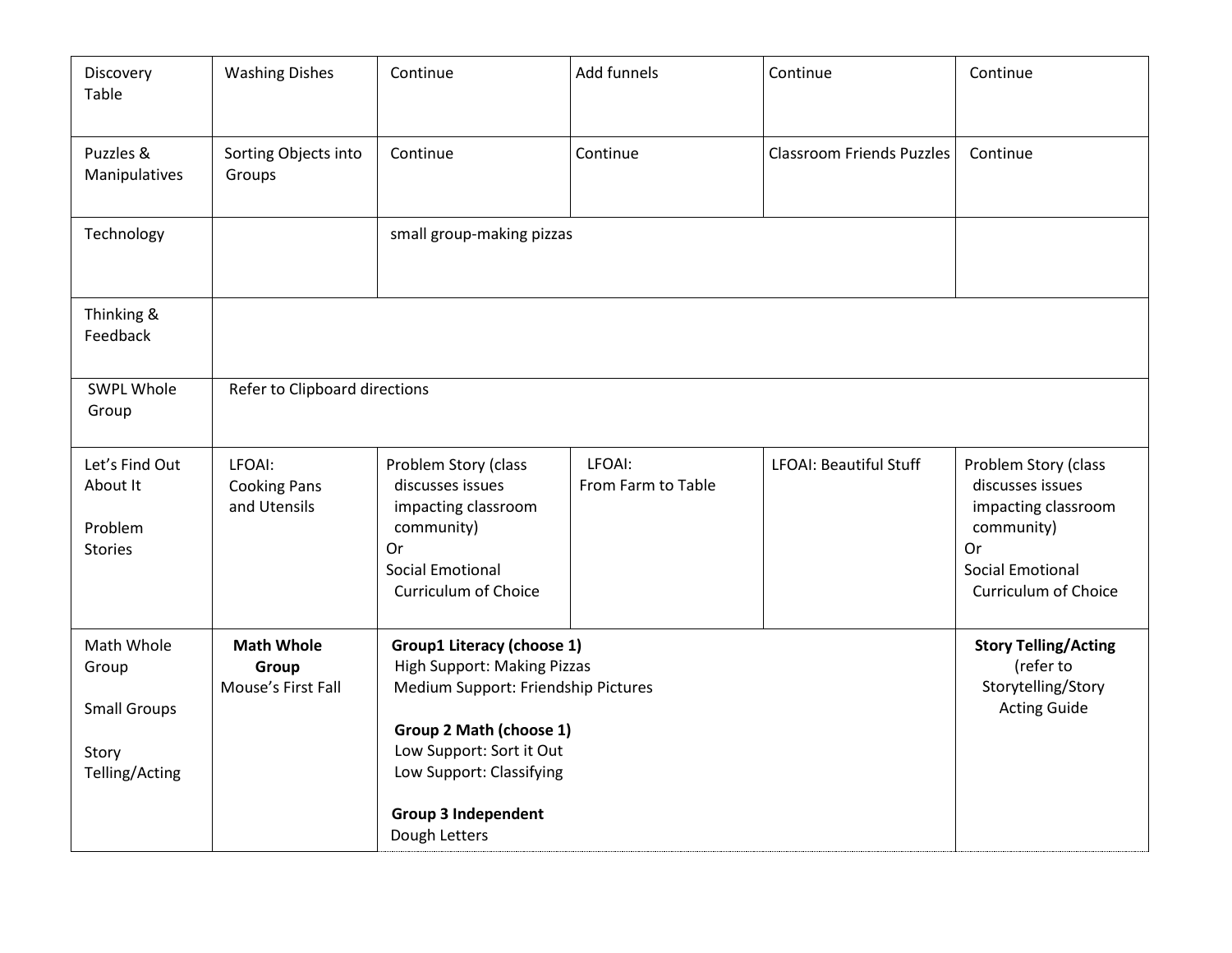| | | | | | |
|---|---|---|---|---|---|
| Discovery Table | Washing Dishes | Continue | Add funnels | Continue | Continue |
| Puzzles & Manipulatives | Sorting Objects into Groups | Continue | Continue | Classroom Friends Puzzles | Continue |
| Technology | | small group-making pizzas | | | |
| Thinking & Feedback | | | | | |
| SWPL Whole Group | Refer to Clipboard directions | | | | |
| Let's Find Out About It<br><br>Problem Stories | LFOAI: Cooking Pans and Utensils | Problem Story (class discusses issues impacting classroom community)<br>Or<br>Social Emotional Curriculum of Choice | LFOAI: From Farm to Table | LFOAI: Beautiful Stuff | Problem Story (class discusses issues impacting classroom community)<br>Or<br>Social Emotional Curriculum of Choice |
| Math Whole Group<br><br>Small Groups<br><br>Story Telling/Acting | **Math Whole Group**<br>Mouse's First Fall | **Group1 Literacy (choose 1)**<br>High Support: Making Pizzas<br>Medium Support: Friendship Pictures<br><br>**Group 2 Math (choose 1)**<br>Low Support: Sort it Out<br>Low Support: Classifying<br><br>**Group 3 Independent**<br>Dough Letters | | | **Story Telling/Acting**<br>(refer to Storytelling/Story Acting Guide |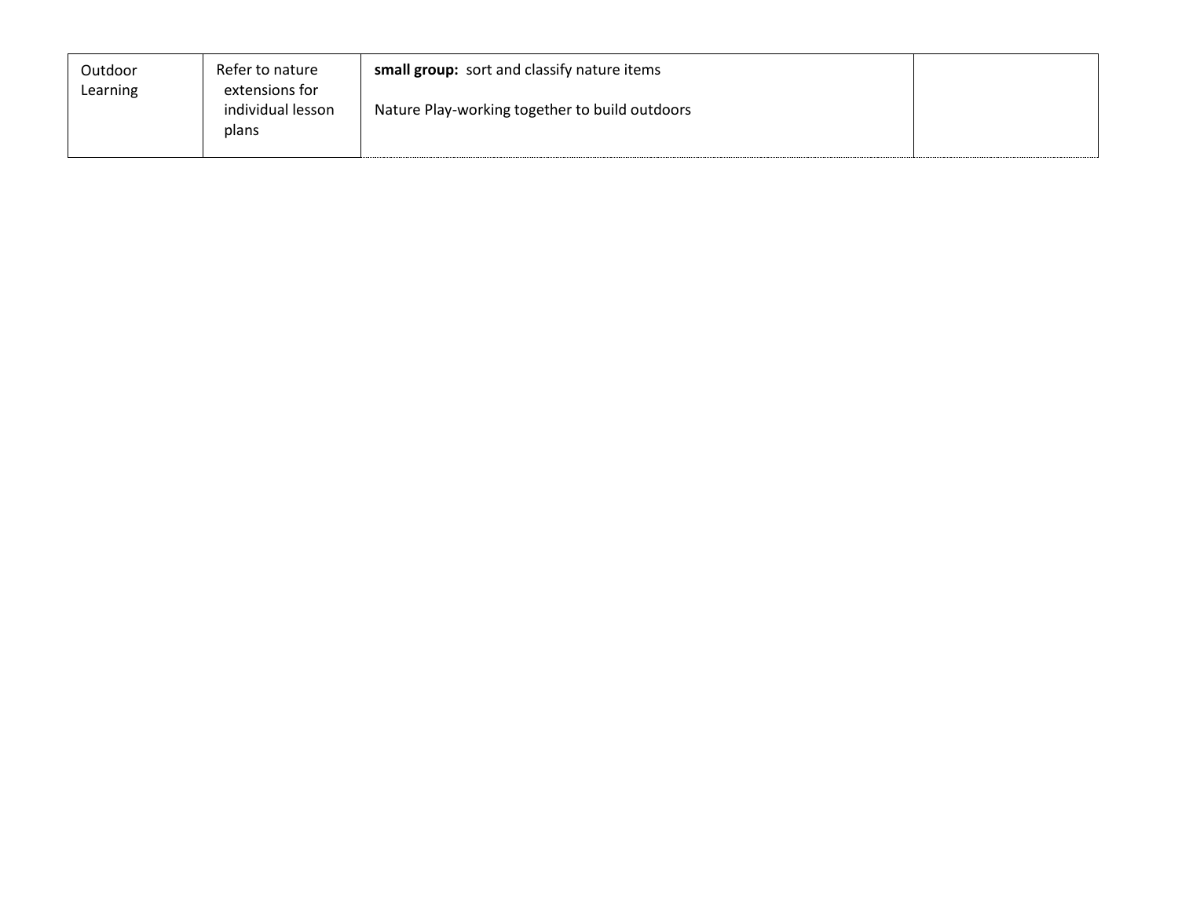| | | | |
|---|---|---|---|
| Outdoor Learning | Refer to nature extensions for individual lesson plans | **small group:** sort and classify nature items<br><br>Nature Play-working together to build outdoors | |